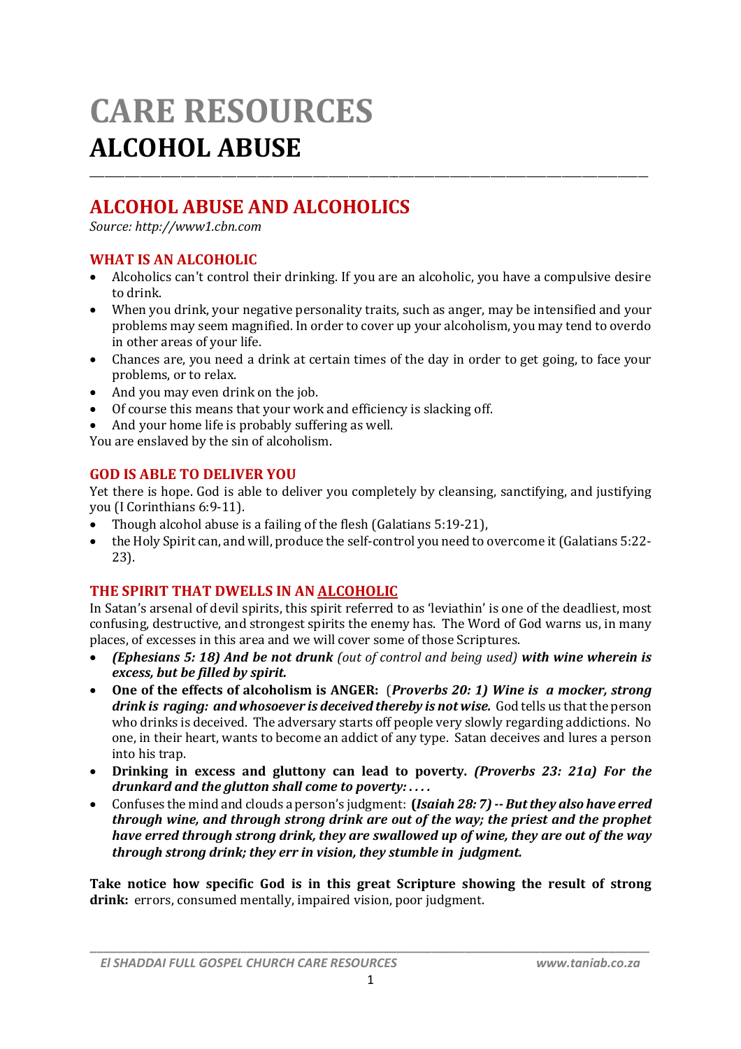# CARE RESOURCES
# ALCOHOL ABUSE

## ALCOHOL ABUSE AND ALCOHOLICS

*Source: http://www1.cbn.com*

### WHAT IS AN ALCOHOLIC

- Alcoholics can't control their drinking. If you are an alcoholic, you have a compulsive desire to drink.
- When you drink, your negative personality traits, such as anger, may be intensified and your problems may seem magnified. In order to cover up your alcoholism, you may tend to overdo in other areas of your life.
- Chances are, you need a drink at certain times of the day in order to get going, to face your problems, or to relax.
- And you may even drink on the job.
- Of course this means that your work and efficiency is slacking off.
- And your home life is probably suffering as well.

You are enslaved by the sin of alcoholism.

### GOD IS ABLE TO DELIVER YOU

Yet there is hope. God is able to deliver you completely by cleansing, sanctifying, and justifying you (I Corinthians 6:9-11).

- Though alcohol abuse is a failing of the flesh (Galatians 5:19-21),
- the Holy Spirit can, and will, produce the self-control you need to overcome it (Galatians 5:22-23).

### THE SPIRIT THAT DWELLS IN AN ALCOHOLIC

In Satan's arsenal of devil spirits, this spirit referred to as 'leviathin' is one of the deadliest, most confusing, destructive, and strongest spirits the enemy has. The Word of God warns us, in many places, of excesses in this area and we will cover some of those Scriptures.

- ***(Ephesians 5: 18) And be not drunk*** *(out of control and being used)* ***with wine wherein is excess, but be filled by spirit.***
- **One of the effects of alcoholism is ANGER:** (***Proverbs 20: 1) Wine is a mocker, strong drink is raging: and whosoever is deceived thereby is not wise.*** God tells us that the person who drinks is deceived. The adversary starts off people very slowly regarding addictions. No one, in their heart, wants to become an addict of any type. Satan deceives and lures a person into his trap.
- **Drinking in excess and gluttony can lead to poverty.** ***(Proverbs 23: 21a) For the drunkard and the glutton shall come to poverty: . . . .***
- Confuses the mind and clouds a person's judgment: **(*Isaiah 28: 7) -- But they also have erred through wine, and through strong drink are out of the way; the priest and the prophet have erred through strong drink, they are swallowed up of wine, they are out of the way through strong drink; they err in vision, they stumble in judgment.***

**Take notice how specific God is in this great Scripture showing the result of strong drink:** errors, consumed mentally, impaired vision, poor judgment.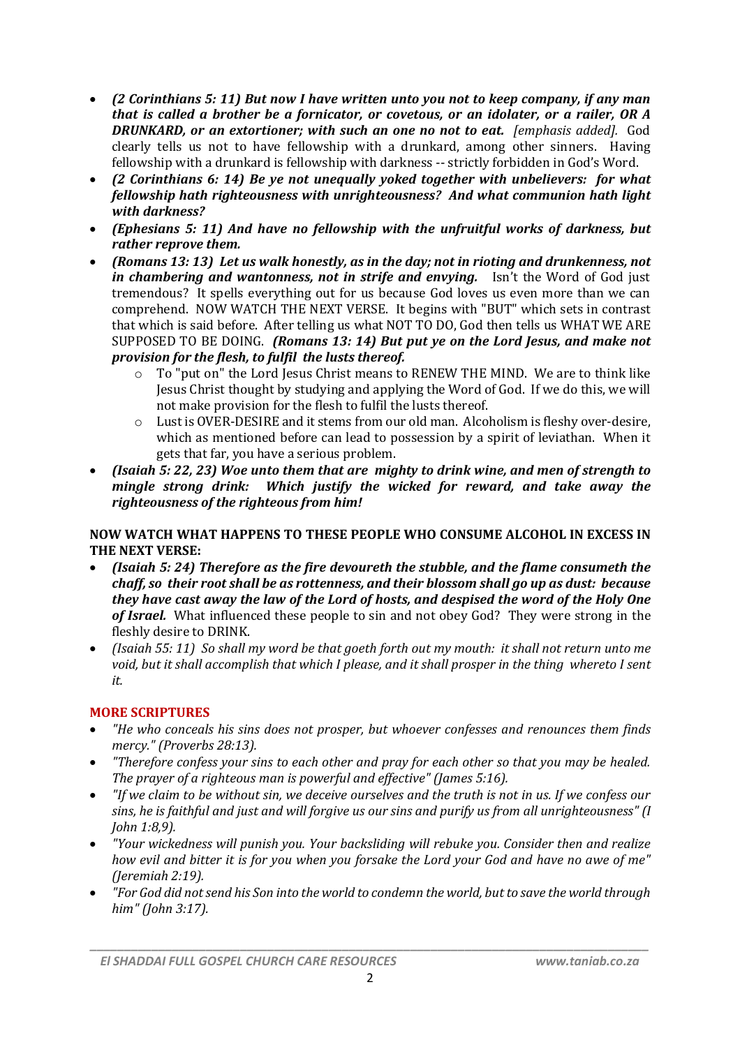- ***(2 Corinthians 5: 11) But now I have written unto you not to keep company, if any man that is called a brother be a fornicator, or covetous, or an idolater, or a railer, OR A DRUNKARD, or an extortioner; with such an one no not to eat.*** *[emphasis added].* God clearly tells us not to have fellowship with a drunkard, among other sinners. Having fellowship with a drunkard is fellowship with darkness -- strictly forbidden in God's Word.
- ***(2 Corinthians 6: 14) Be ye not unequally yoked together with unbelievers: for what fellowship hath righteousness with unrighteousness? And what communion hath light with darkness?***
- ***(Ephesians 5: 11) And have no fellowship with the unfruitful works of darkness, but rather reprove them.***
- ***(Romans 13: 13) Let us walk honestly, as in the day; not in rioting and drunkenness, not in chambering and wantonness, not in strife and envying.*** Isn't the Word of God just tremendous? It spells everything out for us because God loves us even more than we can comprehend. NOW WATCH THE NEXT VERSE. It begins with "BUT" which sets in contrast that which is said before. After telling us what NOT TO DO, God then tells us WHAT WE ARE SUPPOSED TO BE DOING. ***(Romans 13: 14) But put ye on the Lord Jesus, and make not provision for the flesh, to fulfil the lusts thereof.***
  - To "put on" the Lord Jesus Christ means to RENEW THE MIND. We are to think like Jesus Christ thought by studying and applying the Word of God. If we do this, we will not make provision for the flesh to fulfil the lusts thereof.
  - Lust is OVER-DESIRE and it stems from our old man. Alcoholism is fleshy over-desire, which as mentioned before can lead to possession by a spirit of leviathan. When it gets that far, you have a serious problem.
- ***(Isaiah 5: 22, 23) Woe unto them that are mighty to drink wine, and men of strength to mingle strong drink: Which justify the wicked for reward, and take away the righteousness of the righteous from him!***

**NOW WATCH WHAT HAPPENS TO THESE PEOPLE WHO CONSUME ALCOHOL IN EXCESS IN THE NEXT VERSE:**

- ***(Isaiah 5: 24) Therefore as the fire devoureth the stubble, and the flame consumeth the chaff, so their root shall be as rottenness, and their blossom shall go up as dust: because they have cast away the law of the Lord of hosts, and despised the word of the Holy One of Israel.*** What influenced these people to sin and not obey God? They were strong in the fleshly desire to DRINK.
- *(Isaiah 55: 11) So shall my word be that goeth forth out my mouth: it shall not return unto me void, but it shall accomplish that which I please, and it shall prosper in the thing whereto I sent it.*

## MORE SCRIPTURES

- *"He who conceals his sins does not prosper, but whoever confesses and renounces them finds mercy." (Proverbs 28:13).*
- *"Therefore confess your sins to each other and pray for each other so that you may be healed. The prayer of a righteous man is powerful and effective" (James 5:16).*
- *"If we claim to be without sin, we deceive ourselves and the truth is not in us. If we confess our sins, he is faithful and just and will forgive us our sins and purify us from all unrighteousness" (I John 1:8,9).*
- *"Your wickedness will punish you. Your backsliding will rebuke you. Consider then and realize how evil and bitter it is for you when you forsake the Lord your God and have no awe of me" (Jeremiah 2:19).*
- *"For God did not send his Son into the world to condemn the world, but to save the world through him" (John 3:17).*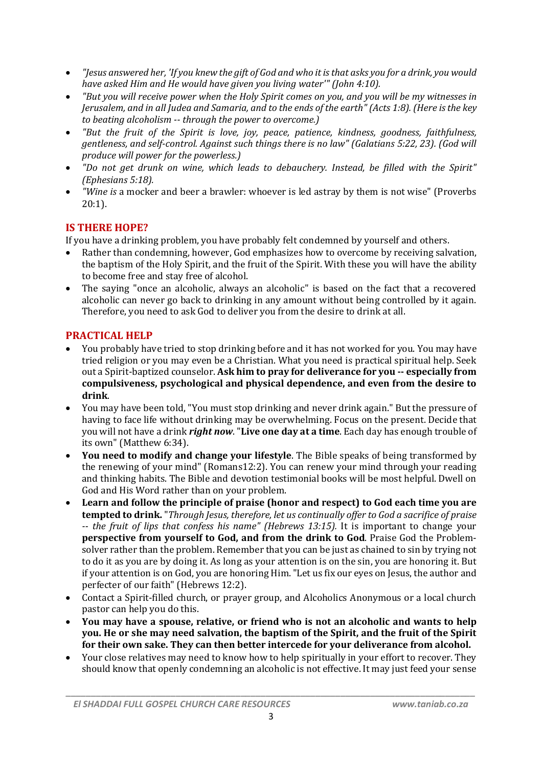- *"Jesus answered her, 'If you knew the gift of God and who it is that asks you for a drink, you would have asked Him and He would have given you living water'" (John 4:10).*
- *"But you will receive power when the Holy Spirit comes on you, and you will be my witnesses in Jerusalem, and in all Judea and Samaria, and to the ends of the earth" (Acts 1:8). (Here is the key to beating alcoholism -- through the power to overcome.)*
- *"But the fruit of the Spirit is love, joy, peace, patience, kindness, goodness, faithfulness, gentleness, and self-control. Against such things there is no law" (Galatians 5:22, 23). (God will produce will power for the powerless.)*
- *"Do not get drunk on wine, which leads to debauchery. Instead, be filled with the Spirit" (Ephesians 5:18).*
- *"Wine is* a mocker and beer a brawler: whoever is led astray by them is not wise" (Proverbs 20:1).

## IS THERE HOPE?

If you have a drinking problem, you have probably felt condemned by yourself and others.

- Rather than condemning, however, God emphasizes how to overcome by receiving salvation, the baptism of the Holy Spirit, and the fruit of the Spirit. With these you will have the ability to become free and stay free of alcohol.
- The saying "once an alcoholic, always an alcoholic" is based on the fact that a recovered alcoholic can never go back to drinking in any amount without being controlled by it again. Therefore, you need to ask God to deliver you from the desire to drink at all.

## PRACTICAL HELP

- You probably have tried to stop drinking before and it has not worked for you. You may have tried religion or you may even be a Christian. What you need is practical spiritual help. Seek out a Spirit-baptized counselor. **Ask him to pray for deliverance for you -- especially from compulsiveness, psychological and physical dependence, and even from the desire to drink**.
- You may have been told, "You must stop drinking and never drink again." But the pressure of having to face life without drinking may be overwhelming. Focus on the present. Decide that you will not have a drink ***right now***. "**Live one day at a time**. Each day has enough trouble of its own" (Matthew 6:34).
- **You need to modify and change your lifestyle**. The Bible speaks of being transformed by the renewing of your mind" (Romans12:2). You can renew your mind through your reading and thinking habits. The Bible and devotion testimonial books will be most helpful. Dwell on God and His Word rather than on your problem.
- **Learn and follow the principle of praise (honor and respect) to God each time you are tempted to drink.** "*Through Jesus, therefore, let us continually offer to God a sacrifice of praise -- the fruit of lips that confess his name" (Hebrews 13:15).* It is important to change your **perspective from yourself to God, and from the drink to God**. Praise God the Problem-solver rather than the problem. Remember that you can be just as chained to sin by trying not to do it as you are by doing it. As long as your attention is on the sin, you are honoring it. But if your attention is on God, you are honoring Him. "Let us fix our eyes on Jesus, the author and perfecter of our faith" (Hebrews 12:2).
- Contact a Spirit-filled church, or prayer group, and Alcoholics Anonymous or a local church pastor can help you do this.
- **You may have a spouse, relative, or friend who is not an alcoholic and wants to help you. He or she may need salvation, the baptism of the Spirit, and the fruit of the Spirit for their own sake. They can then better intercede for your deliverance from alcohol.**
- Your close relatives may need to know how to help spiritually in your effort to recover. They should know that openly condemning an alcoholic is not effective. It may just feed your sense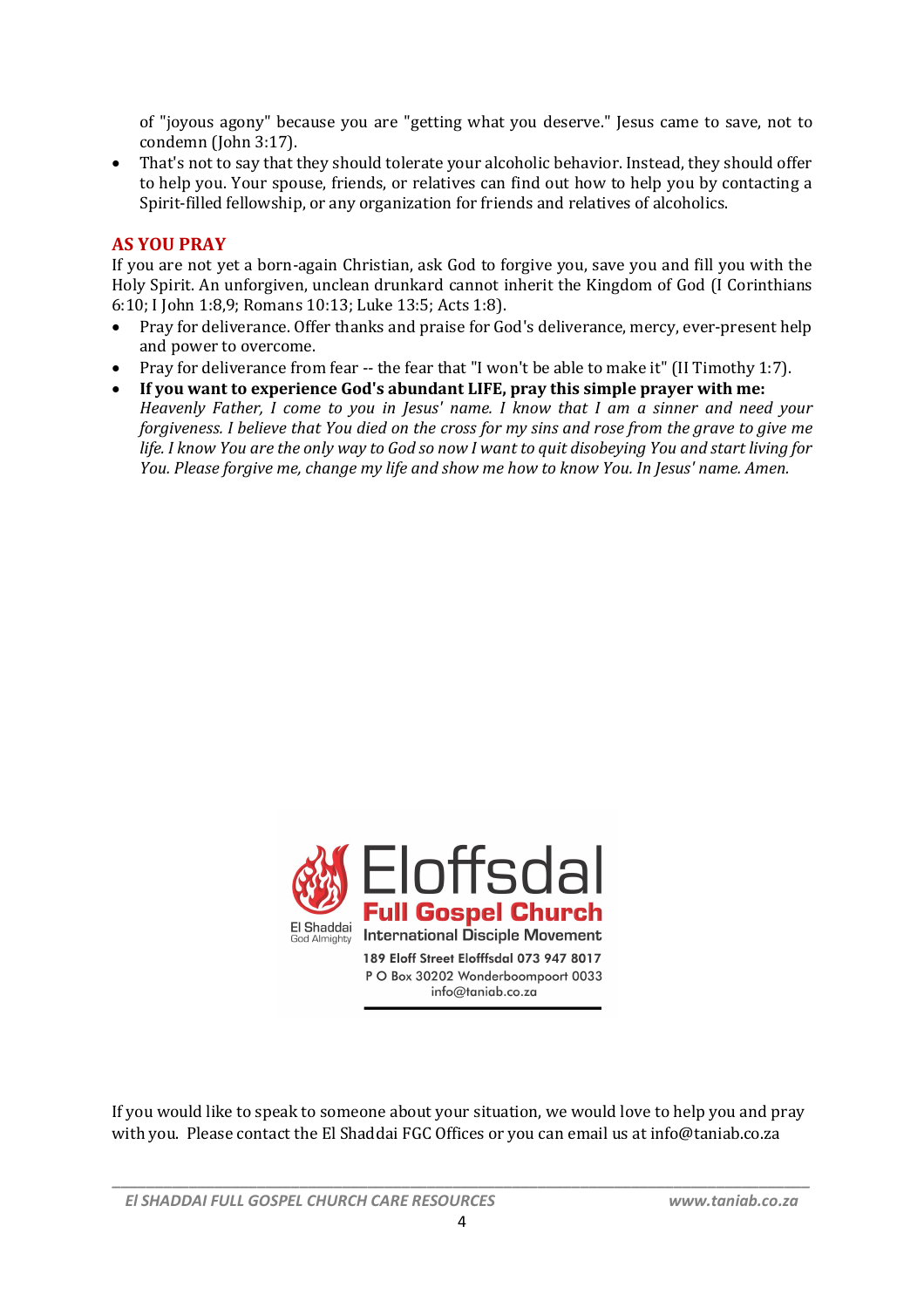of "joyous agony" because you are "getting what you deserve." Jesus came to save, not to condemn (John 3:17).

- That's not to say that they should tolerate your alcoholic behavior. Instead, they should offer to help you. Your spouse, friends, or relatives can find out how to help you by contacting a Spirit-filled fellowship, or any organization for friends and relatives of alcoholics.

## AS YOU PRAY

If you are not yet a born-again Christian, ask God to forgive you, save you and fill you with the Holy Spirit. An unforgiven, unclean drunkard cannot inherit the Kingdom of God (I Corinthians 6:10; I John 1:8,9; Romans 10:13; Luke 13:5; Acts 1:8).

- Pray for deliverance. Offer thanks and praise for God's deliverance, mercy, ever-present help and power to overcome.
- Pray for deliverance from fear -- the fear that "I won't be able to make it" (II Timothy 1:7).
- **If you want to experience God's abundant LIFE, pray this simple prayer with me:**
  *Heavenly Father, I come to you in Jesus' name. I know that I am a sinner and need your forgiveness. I believe that You died on the cross for my sins and rose from the grave to give me life. I know You are the only way to God so now I want to quit disobeying You and start living for You. Please forgive me, change my life and show me how to know You. In Jesus' name. Amen.*

El Shaddai
God Almighty

Eloffsdal
**Full Gospel Church**
International Disciple Movement

189 Eloff Street Elofffsdal 073 947 8017
P O Box 30202 Wonderboompoort 0033
info@taniab.co.za

If you would like to speak to someone about your situation, we would love to help you and pray with you. Please contact the El Shaddai FGC Offices or you can email us at info@taniab.co.za